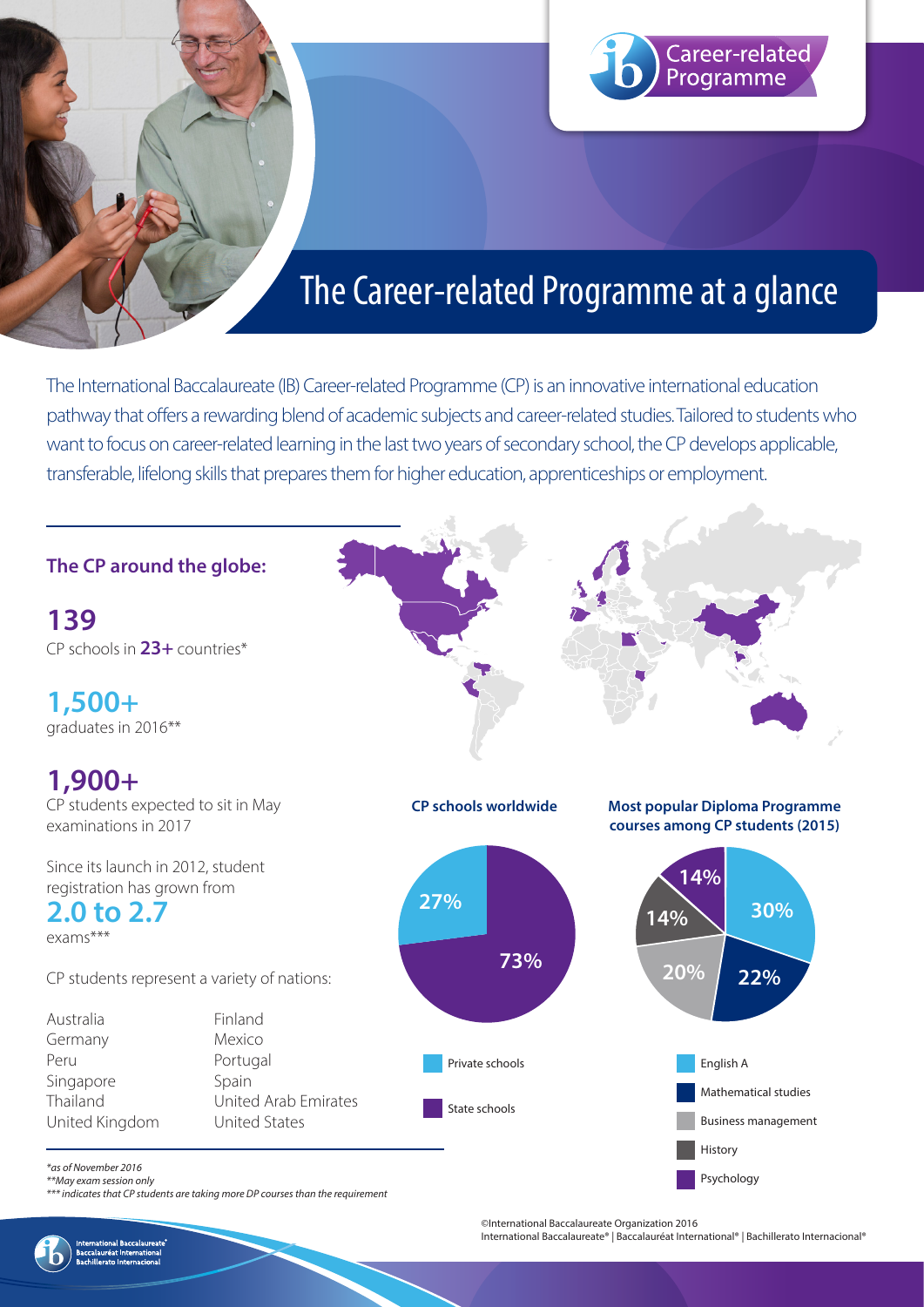# The Career-related Programme at a glance

The International Baccalaureate (IB) Career-related Programme (CP) is an innovative international education pathway that offers a rewarding blend of academic subjects and career-related studies. Tailored to students who want to focus on career-related learning in the last two years of secondary school, the CP develops applicable, transferable, lifelong skills that prepares them for higher education, apprenticeships or employment.

## The CP around the globe:

**139**
CP schools in **23+** countries*

**1,500+**
graduates in 2016**

**1,900+**
CP students expected to sit in May examinations in 2017

Since its launch in 2012, student registration has grown from
**2.0 to 2.7**
exams***

CP students represent a variety of nations:

- Australia
- Germany
- Peru
- Singapore
- Thailand
- United Kingdom
- Finland
- Mexico
- Portugal
- Spain
- United Arab Emirates
- United States

**CP schools worldwide**

| School type | Share |
| --- | --- |
| Private schools | 27% |
| State schools | 73% |

**Most popular Diploma Programme courses among CP students (2015)**

| Course | Share |
| --- | --- |
| English A | 30% |
| Mathematical studies | 22% |
| Business management | 20% |
| History | 14% |
| Psychology | 14% |

*as of November 2016
**May exam session only
*** indicates that CP students are taking more DP courses than the requirement

©International Baccalaureate Organization 2016
International Baccalaureate® | Baccalauréat International® | Bachillerato Internacional®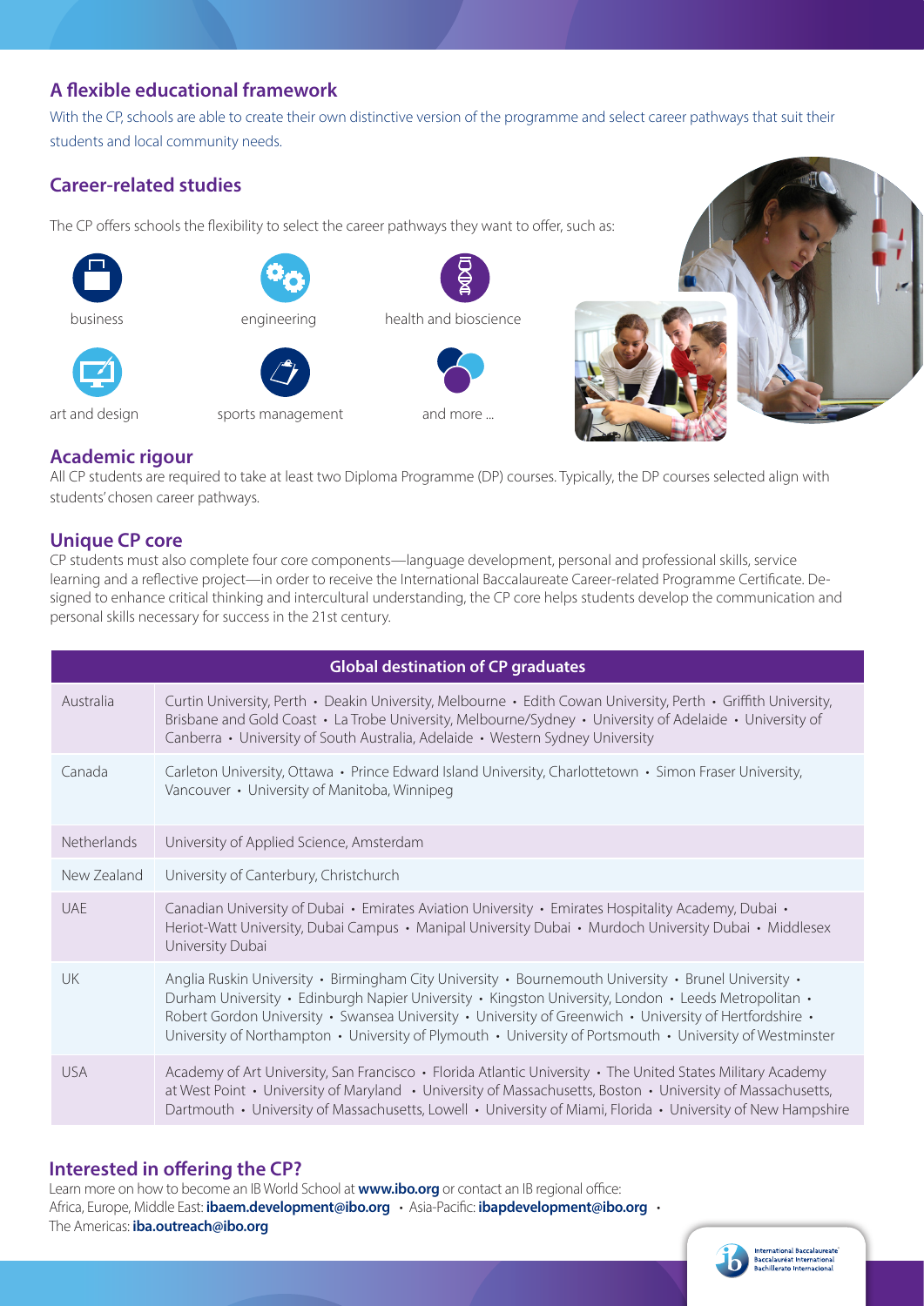## A flexible educational framework

With the CP, schools are able to create their own distinctive version of the programme and select career pathways that suit their students and local community needs.

## Career-related studies

The CP offers schools the flexibility to select the career pathways they want to offer, such as:

- business
- engineering
- health and bioscience
- art and design
- sports management
- and more ...

## Academic rigour

All CP students are required to take at least two Diploma Programme (DP) courses. Typically, the DP courses selected align with students' chosen career pathways.

## Unique CP core

CP students must also complete four core components—language development, personal and professional skills, service learning and a reflective project—in order to receive the International Baccalaureate Career-related Programme Certificate. Designed to enhance critical thinking and intercultural understanding, the CP core helps students develop the communication and personal skills necessary for success in the 21st century.

| Global destination of CP graduates | |
|---|---|
| Australia | Curtin University, Perth • Deakin University, Melbourne • Edith Cowan University, Perth • Griffith University, Brisbane and Gold Coast • La Trobe University, Melbourne/Sydney • University of Adelaide • University of Canberra • University of South Australia, Adelaide • Western Sydney University |
| Canada | Carleton University, Ottawa • Prince Edward Island University, Charlottetown • Simon Fraser University, Vancouver • University of Manitoba, Winnipeg |
| Netherlands | University of Applied Science, Amsterdam |
| New Zealand | University of Canterbury, Christchurch |
| UAE | Canadian University of Dubai • Emirates Aviation University • Emirates Hospitality Academy, Dubai • Heriot-Watt University, Dubai Campus • Manipal University Dubai • Murdoch University Dubai • Middlesex University Dubai |
| UK | Anglia Ruskin University • Birmingham City University • Bournemouth University • Brunel University • Durham University • Edinburgh Napier University • Kingston University, London • Leeds Metropolitan • Robert Gordon University • Swansea University • University of Greenwich • University of Hertfordshire • University of Northampton • University of Plymouth • University of Portsmouth • University of Westminster |
| USA | Academy of Art University, San Francisco • Florida Atlantic University • The United States Military Academy at West Point • University of Maryland • University of Massachusetts, Boston • University of Massachusetts, Dartmouth • University of Massachusetts, Lowell • University of Miami, Florida • University of New Hampshire |

## Interested in offering the CP?

Learn more on how to become an IB World School at **www.ibo.org** or contact an IB regional office:
Africa, Europe, Middle East: **ibaem.development@ibo.org** • Asia-Pacific: **ibapdevelopment@ibo.org** •
The Americas: **iba.outreach@ibo.org**

International Baccalaureate
Baccalauréat International
Bachillerato Internacional